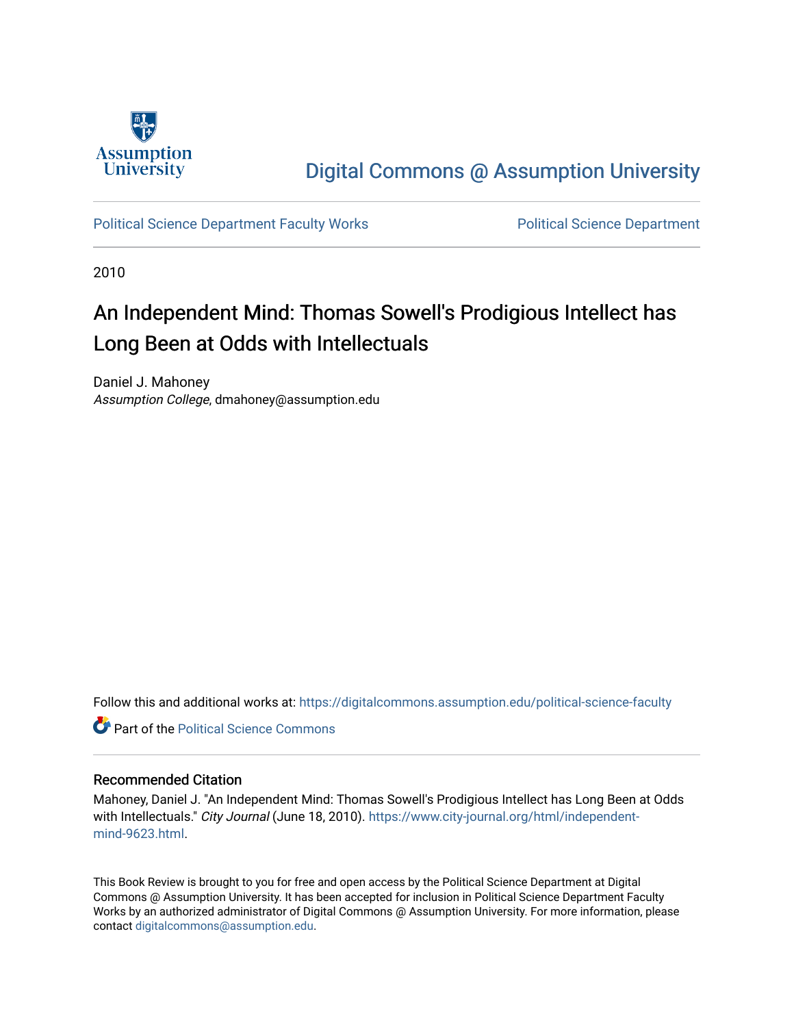Assumption University

Digital Commons @ Assumption University

Political Science Department Faculty Works

Political Science Department

2010

# An Independent Mind: Thomas Sowell's Prodigious Intellect has Long Been at Odds with Intellectuals

Daniel J. Mahoney
*Assumption College*, dmahoney@assumption.edu

Follow this and additional works at: https://digitalcommons.assumption.edu/political-science-faculty

Part of the Political Science Commons

## Recommended Citation

Mahoney, Daniel J. "An Independent Mind: Thomas Sowell's Prodigious Intellect has Long Been at Odds with Intellectuals." *City Journal* (June 18, 2010). https://www.city-journal.org/html/independent-mind-9623.html.

This Book Review is brought to you for free and open access by the Political Science Department at Digital Commons @ Assumption University. It has been accepted for inclusion in Political Science Department Faculty Works by an authorized administrator of Digital Commons @ Assumption University. For more information, please contact digitalcommons@assumption.edu.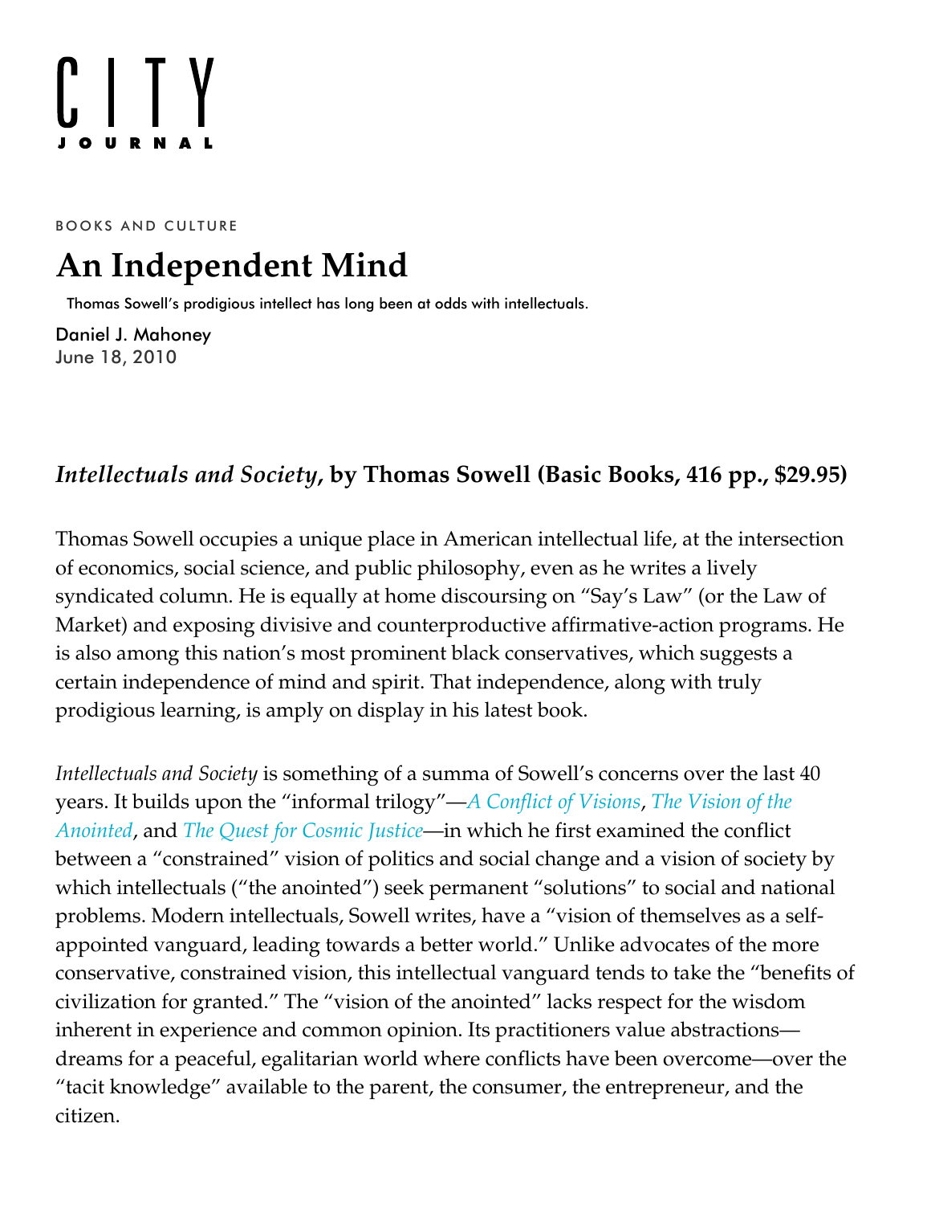# CITY JOURNAL

BOOKS AND CULTURE

# An Independent Mind

Thomas Sowell's prodigious intellect has long been at odds with intellectuals.

Daniel J. Mahoney
June 18, 2010

## *Intellectuals and Society*, by Thomas Sowell (Basic Books, 416 pp., $29.95)

Thomas Sowell occupies a unique place in American intellectual life, at the intersection of economics, social science, and public philosophy, even as he writes a lively syndicated column. He is equally at home discoursing on "Say's Law" (or the Law of Market) and exposing divisive and counterproductive affirmative-action programs. He is also among this nation's most prominent black conservatives, which suggests a certain independence of mind and spirit. That independence, along with truly prodigious learning, is amply on display in his latest book.

*Intellectuals and Society* is something of a summa of Sowell's concerns over the last 40 years. It builds upon the "informal trilogy"—*A Conflict of Visions*, *The Vision of the Anointed*, and *The Quest for Cosmic Justice*—in which he first examined the conflict between a "constrained" vision of politics and social change and a vision of society by which intellectuals ("the anointed") seek permanent "solutions" to social and national problems. Modern intellectuals, Sowell writes, have a "vision of themselves as a self-appointed vanguard, leading towards a better world." Unlike advocates of the more conservative, constrained vision, this intellectual vanguard tends to take the "benefits of civilization for granted." The "vision of the anointed" lacks respect for the wisdom inherent in experience and common opinion. Its practitioners value abstractions—dreams for a peaceful, egalitarian world where conflicts have been overcome—over the "tacit knowledge" available to the parent, the consumer, the entrepreneur, and the citizen.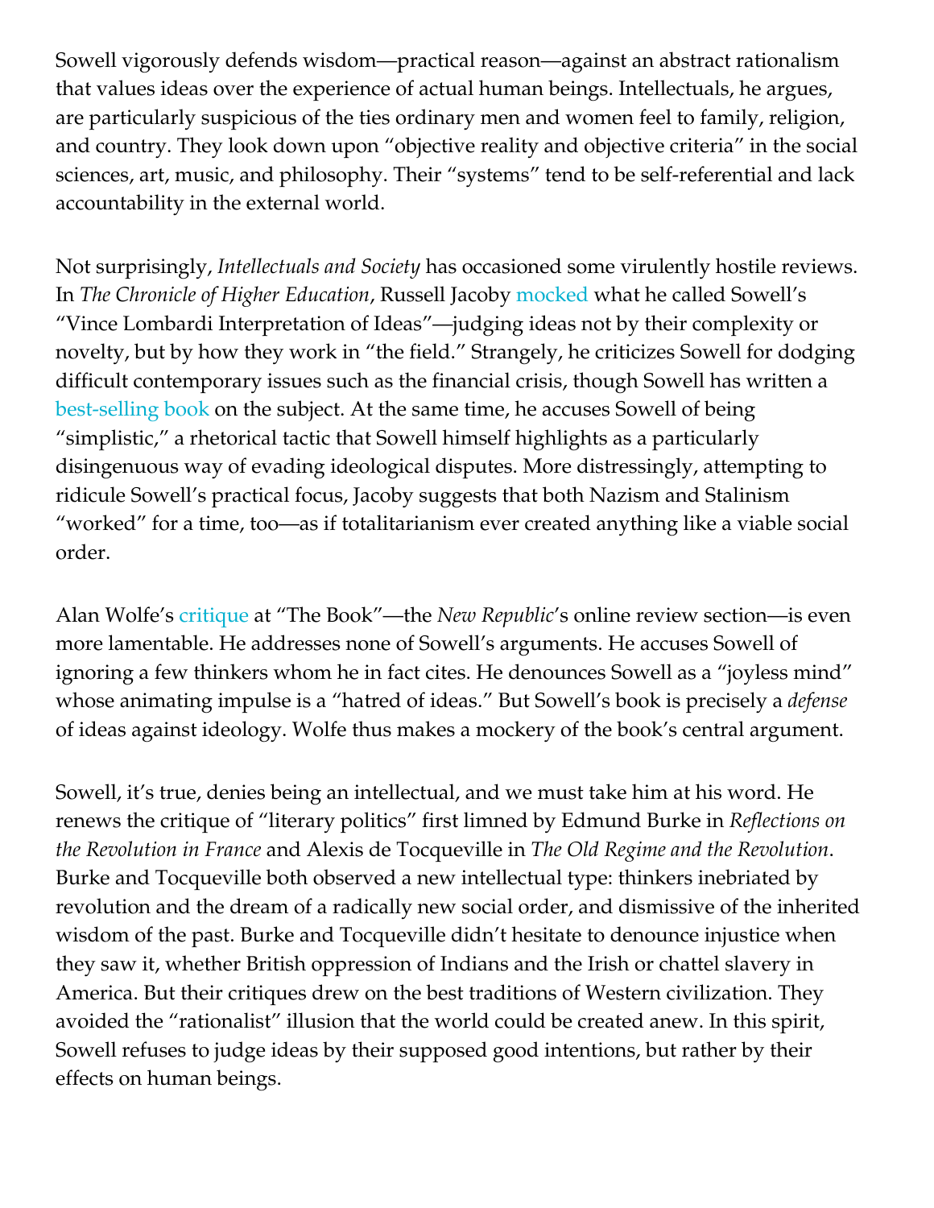Sowell vigorously defends wisdom—practical reason—against an abstract rationalism that values ideas over the experience of actual human beings. Intellectuals, he argues, are particularly suspicious of the ties ordinary men and women feel to family, religion, and country. They look down upon "objective reality and objective criteria" in the social sciences, art, music, and philosophy. Their "systems" tend to be self-referential and lack accountability in the external world.

Not surprisingly, *Intellectuals and Society* has occasioned some virulently hostile reviews. In *The Chronicle of Higher Education*, Russell Jacoby mocked what he called Sowell's "Vince Lombardi Interpretation of Ideas"—judging ideas not by their complexity or novelty, but by how they work in "the field." Strangely, he criticizes Sowell for dodging difficult contemporary issues such as the financial crisis, though Sowell has written a best-selling book on the subject. At the same time, he accuses Sowell of being "simplistic," a rhetorical tactic that Sowell himself highlights as a particularly disingenuous way of evading ideological disputes. More distressingly, attempting to ridicule Sowell's practical focus, Jacoby suggests that both Nazism and Stalinism "worked" for a time, too—as if totalitarianism ever created anything like a viable social order.

Alan Wolfe's critique at "The Book"—the *New Republic*'s online review section—is even more lamentable. He addresses none of Sowell's arguments. He accuses Sowell of ignoring a few thinkers whom he in fact cites. He denounces Sowell as a "joyless mind" whose animating impulse is a "hatred of ideas." But Sowell's book is precisely a *defense* of ideas against ideology. Wolfe thus makes a mockery of the book's central argument.

Sowell, it's true, denies being an intellectual, and we must take him at his word. He renews the critique of "literary politics" first limned by Edmund Burke in *Reflections on the Revolution in France* and Alexis de Tocqueville in *The Old Regime and the Revolution*. Burke and Tocqueville both observed a new intellectual type: thinkers inebriated by revolution and the dream of a radically new social order, and dismissive of the inherited wisdom of the past. Burke and Tocqueville didn't hesitate to denounce injustice when they saw it, whether British oppression of Indians and the Irish or chattel slavery in America. But their critiques drew on the best traditions of Western civilization. They avoided the "rationalist" illusion that the world could be created anew. In this spirit, Sowell refuses to judge ideas by their supposed good intentions, but rather by their effects on human beings.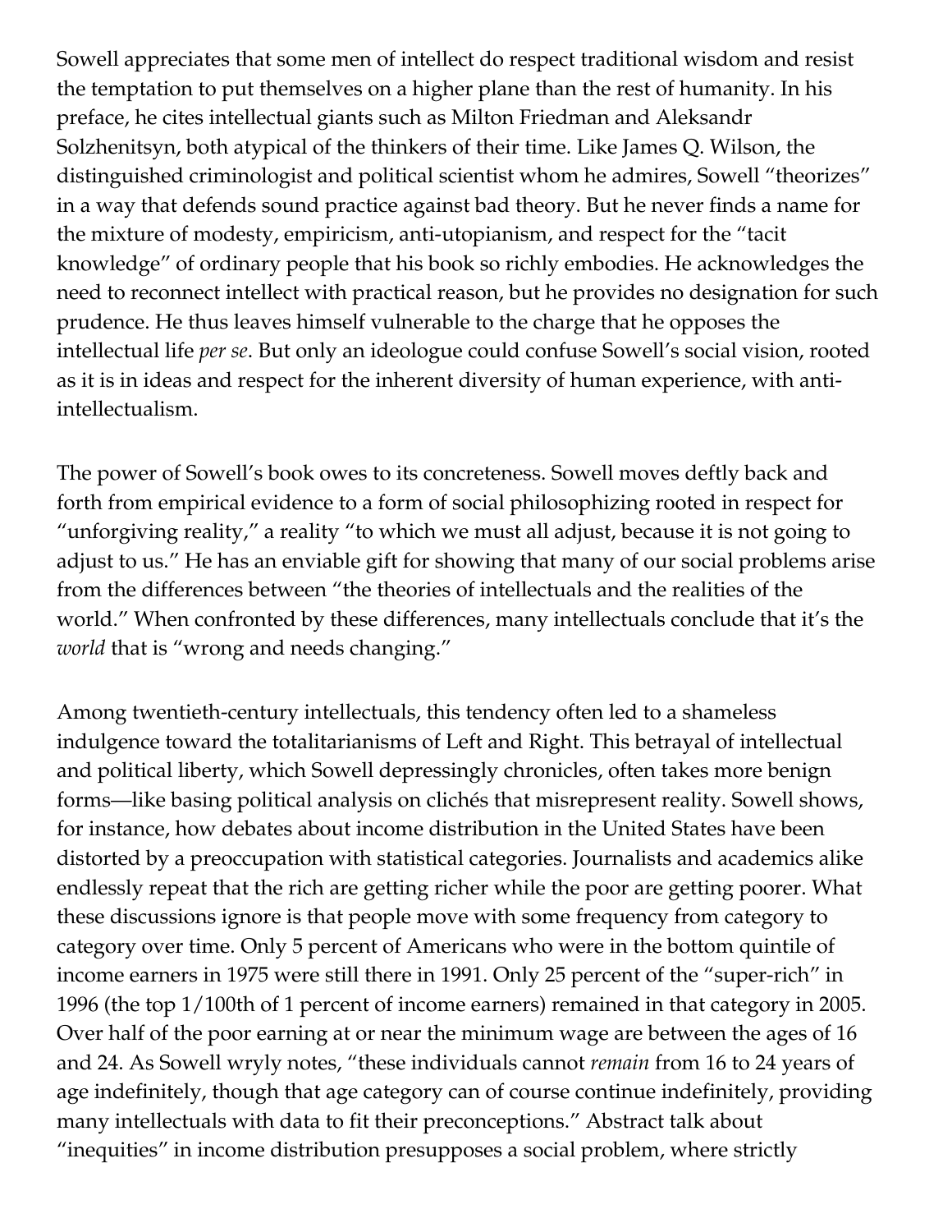Sowell appreciates that some men of intellect do respect traditional wisdom and resist the temptation to put themselves on a higher plane than the rest of humanity. In his preface, he cites intellectual giants such as Milton Friedman and Aleksandr Solzhenitsyn, both atypical of the thinkers of their time. Like James Q. Wilson, the distinguished criminologist and political scientist whom he admires, Sowell "theorizes" in a way that defends sound practice against bad theory. But he never finds a name for the mixture of modesty, empiricism, anti-utopianism, and respect for the "tacit knowledge" of ordinary people that his book so richly embodies. He acknowledges the need to reconnect intellect with practical reason, but he provides no designation for such prudence. He thus leaves himself vulnerable to the charge that he opposes the intellectual life *per se*. But only an ideologue could confuse Sowell's social vision, rooted as it is in ideas and respect for the inherent diversity of human experience, with anti-intellectualism.

The power of Sowell's book owes to its concreteness. Sowell moves deftly back and forth from empirical evidence to a form of social philosophizing rooted in respect for "unforgiving reality," a reality "to which we must all adjust, because it is not going to adjust to us." He has an enviable gift for showing that many of our social problems arise from the differences between "the theories of intellectuals and the realities of the world." When confronted by these differences, many intellectuals conclude that it's the *world* that is "wrong and needs changing."

Among twentieth-century intellectuals, this tendency often led to a shameless indulgence toward the totalitarianisms of Left and Right. This betrayal of intellectual and political liberty, which Sowell depressingly chronicles, often takes more benign forms—like basing political analysis on clichés that misrepresent reality. Sowell shows, for instance, how debates about income distribution in the United States have been distorted by a preoccupation with statistical categories. Journalists and academics alike endlessly repeat that the rich are getting richer while the poor are getting poorer. What these discussions ignore is that people move with some frequency from category to category over time. Only 5 percent of Americans who were in the bottom quintile of income earners in 1975 were still there in 1991. Only 25 percent of the "super-rich" in 1996 (the top 1/100th of 1 percent of income earners) remained in that category in 2005. Over half of the poor earning at or near the minimum wage are between the ages of 16 and 24. As Sowell wryly notes, "these individuals cannot *remain* from 16 to 24 years of age indefinitely, though that age category can of course continue indefinitely, providing many intellectuals with data to fit their preconceptions." Abstract talk about "inequities" in income distribution presupposes a social problem, where strictly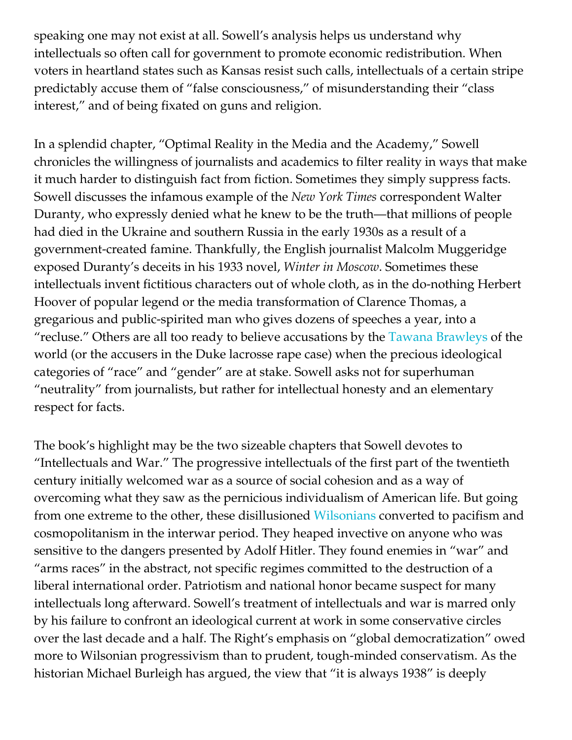speaking one may not exist at all. Sowell's analysis helps us understand why intellectuals so often call for government to promote economic redistribution. When voters in heartland states such as Kansas resist such calls, intellectuals of a certain stripe predictably accuse them of "false consciousness," of misunderstanding their "class interest," and of being fixated on guns and religion.

In a splendid chapter, "Optimal Reality in the Media and the Academy," Sowell chronicles the willingness of journalists and academics to filter reality in ways that make it much harder to distinguish fact from fiction. Sometimes they simply suppress facts. Sowell discusses the infamous example of the *New York Times* correspondent Walter Duranty, who expressly denied what he knew to be the truth—that millions of people had died in the Ukraine and southern Russia in the early 1930s as a result of a government-created famine. Thankfully, the English journalist Malcolm Muggeridge exposed Duranty's deceits in his 1933 novel, *Winter in Moscow*. Sometimes these intellectuals invent fictitious characters out of whole cloth, as in the do-nothing Herbert Hoover of popular legend or the media transformation of Clarence Thomas, a gregarious and public-spirited man who gives dozens of speeches a year, into a "recluse." Others are all too ready to believe accusations by the Tawana Brawleys of the world (or the accusers in the Duke lacrosse rape case) when the precious ideological categories of "race" and "gender" are at stake. Sowell asks not for superhuman "neutrality" from journalists, but rather for intellectual honesty and an elementary respect for facts.

The book's highlight may be the two sizeable chapters that Sowell devotes to "Intellectuals and War." The progressive intellectuals of the first part of the twentieth century initially welcomed war as a source of social cohesion and as a way of overcoming what they saw as the pernicious individualism of American life. But going from one extreme to the other, these disillusioned Wilsonians converted to pacifism and cosmopolitanism in the interwar period. They heaped invective on anyone who was sensitive to the dangers presented by Adolf Hitler. They found enemies in "war" and "arms races" in the abstract, not specific regimes committed to the destruction of a liberal international order. Patriotism and national honor became suspect for many intellectuals long afterward. Sowell's treatment of intellectuals and war is marred only by his failure to confront an ideological current at work in some conservative circles over the last decade and a half. The Right's emphasis on "global democratization" owed more to Wilsonian progressivism than to prudent, tough-minded conservatism. As the historian Michael Burleigh has argued, the view that "it is always 1938" is deeply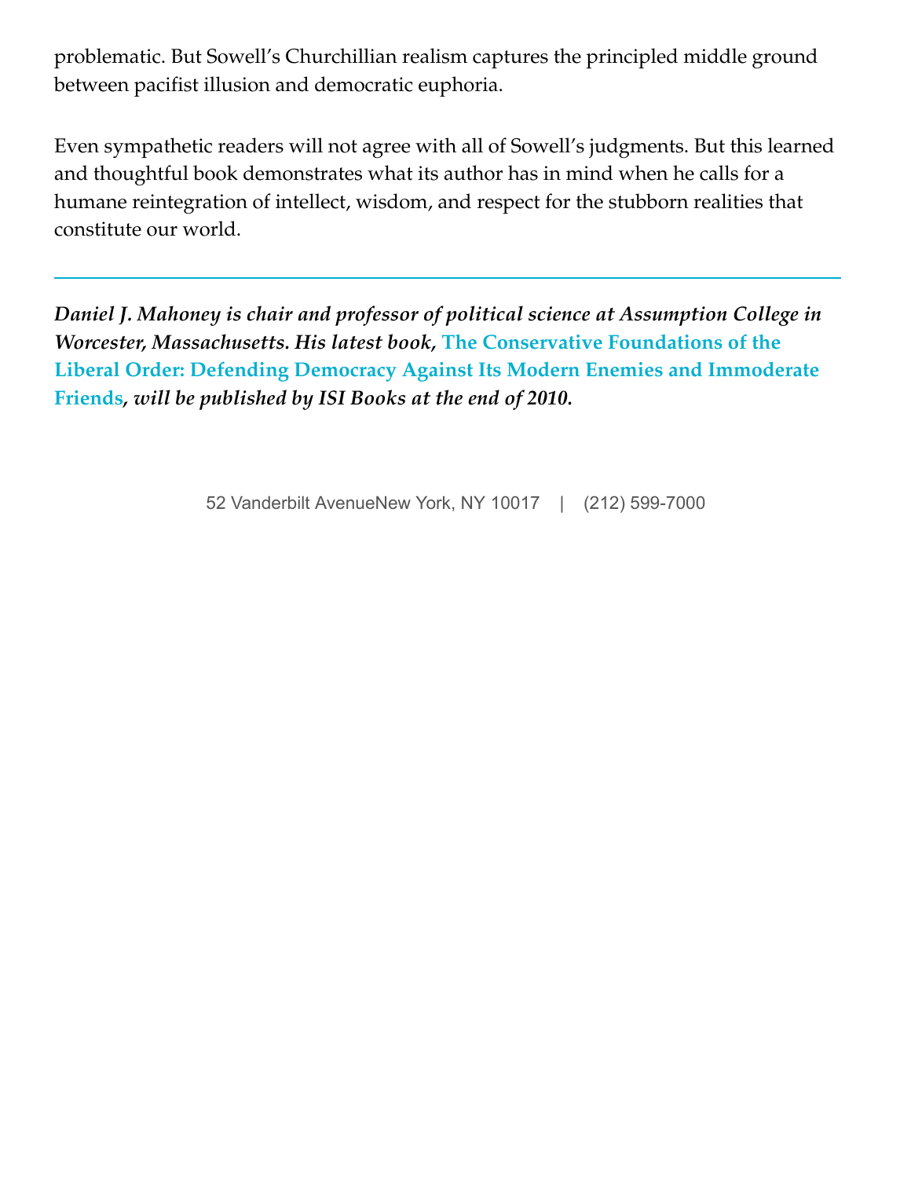problematic. But Sowell's Churchillian realism captures the principled middle ground between pacifist illusion and democratic euphoria.

Even sympathetic readers will not agree with all of Sowell's judgments. But this learned and thoughtful book demonstrates what its author has in mind when he calls for a humane reintegration of intellect, wisdom, and respect for the stubborn realities that constitute our world.

---

***Daniel J. Mahoney is chair and professor of political science at Assumption College in Worcester, Massachusetts. His latest book,* The Conservative Foundations of the Liberal Order: Defending Democracy Against Its Modern Enemies and Immoderate Friends*, will be published by ISI Books at the end of 2010.***

52 Vanderbilt AvenueNew York, NY 10017 | (212) 599-7000